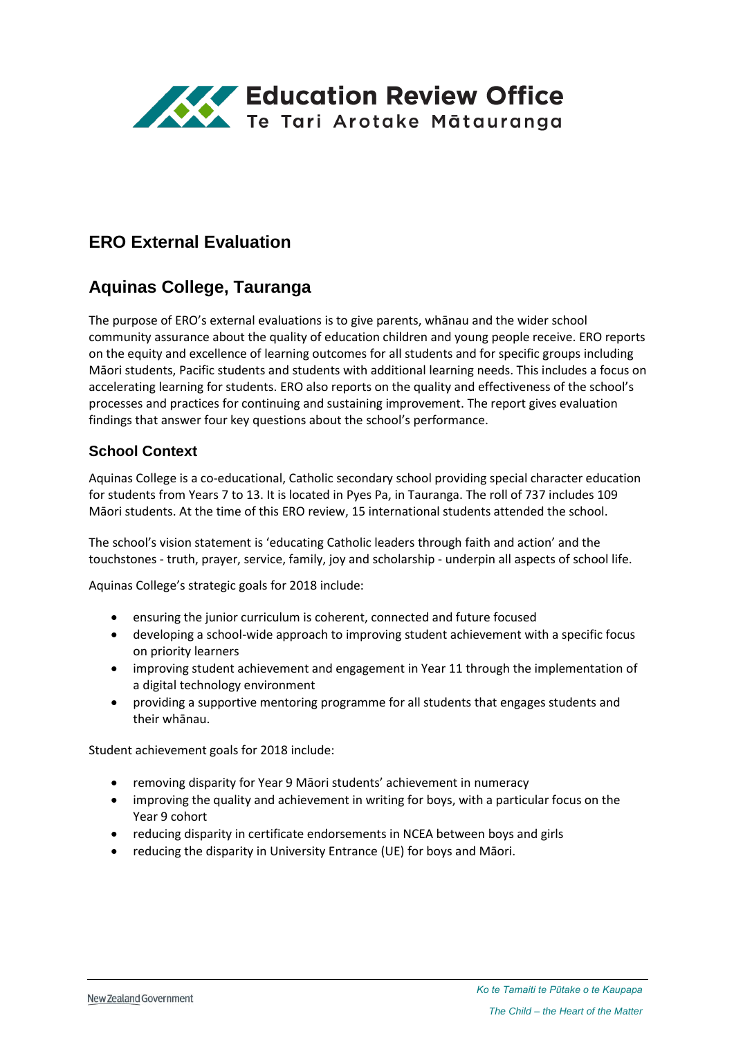# ERO External Evaluation

## Aquinas College, Tauranga

The purpose of ERO's external evaluations is to give parents, whānau and the wider school community assurance about the quality of education children and young people receive. ERO reports on the equity and excellence of learning outcomes for all students and for specific groups including Māori students, Pacific students and students with additional learning needs. This includes a focus on accelerating learning for students. ERO also reports on the quality and effectiveness of the school's processes and practices for continuing and sustaining improvement. The report gives evaluation findings that answer four key questions about the school's performance.

### School Context

Aquinas College is a co-educational, Catholic secondary school providing special character education for students from Years 7 to 13. It is located in Pyes Pa, in Tauranga. The roll of 737 includes 109 Māori students. At the time of this ERO review, 15 international students attended the school.

The school's vision statement is 'educating Catholic leaders through faith and action' and the touchstones - truth, prayer, service, family, joy and scholarship - underpin all aspects of school life.

Aquinas College's strategic goals for 2018 include:

- ensuring the junior curriculum is coherent, connected and future focused
- developing a school-wide approach to improving student achievement with a specific focus on priority learners
- improving student achievement and engagement in Year 11 through the implementation of a digital technology environment
- providing a supportive mentoring programme for all students that engages students and their whānau.

Student achievement goals for 2018 include:

- removing disparity for Year 9 Māori students' achievement in numeracy
- improving the quality and achievement in writing for boys, with a particular focus on the Year 9 cohort
- reducing disparity in certificate endorsements in NCEA between boys and girls
- reducing the disparity in University Entrance (UE) for boys and Māori.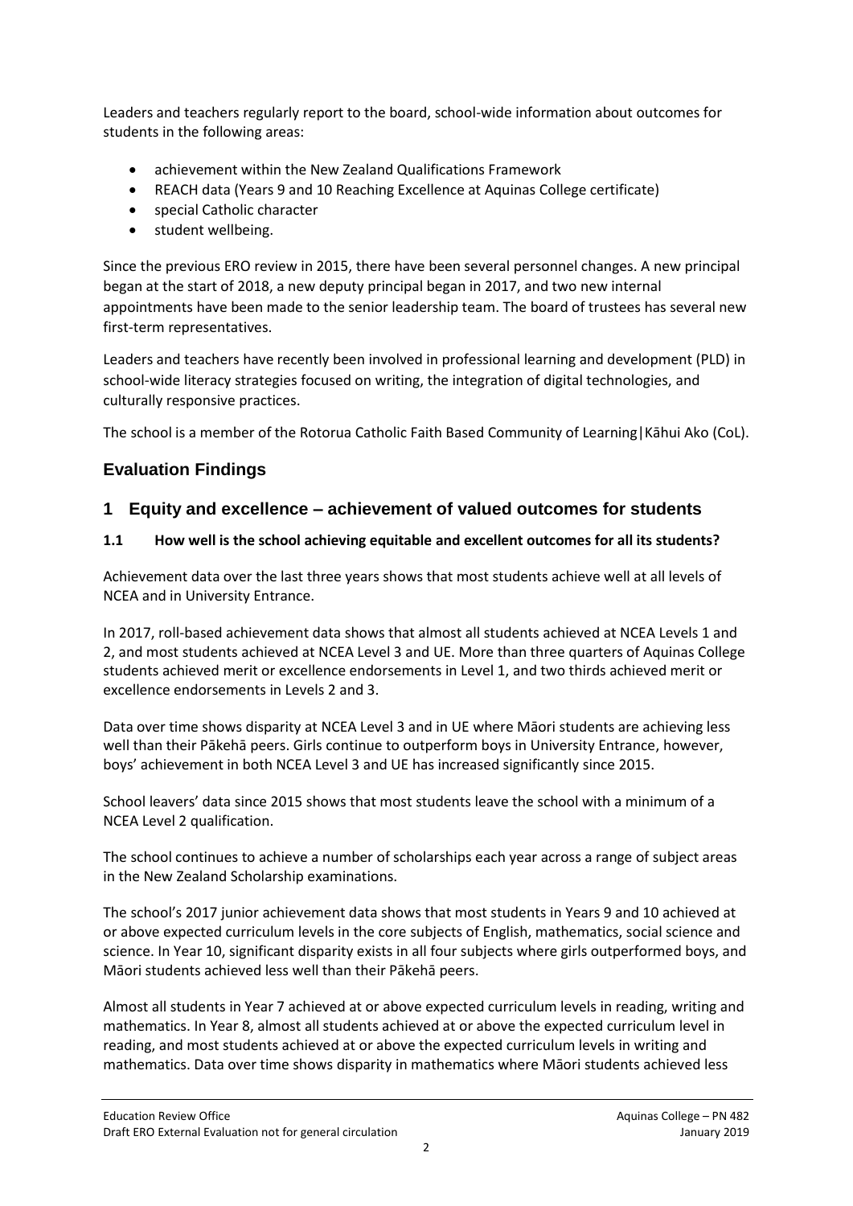Leaders and teachers regularly report to the board, school-wide information about outcomes for students in the following areas:

- achievement within the New Zealand Qualifications Framework
- REACH data (Years 9 and 10 Reaching Excellence at Aquinas College certificate)
- special Catholic character
- student wellbeing.

Since the previous ERO review in 2015, there have been several personnel changes. A new principal began at the start of 2018, a new deputy principal began in 2017, and two new internal appointments have been made to the senior leadership team. The board of trustees has several new first-term representatives.

Leaders and teachers have recently been involved in professional learning and development (PLD) in school-wide literacy strategies focused on writing, the integration of digital technologies, and culturally responsive practices.

The school is a member of the Rotorua Catholic Faith Based Community of Learning|Kāhui Ako (CoL).

## Evaluation Findings

## 1 Equity and excellence – achievement of valued outcomes for students

### 1.1 How well is the school achieving equitable and excellent outcomes for all its students?

Achievement data over the last three years shows that most students achieve well at all levels of NCEA and in University Entrance.

In 2017, roll-based achievement data shows that almost all students achieved at NCEA Levels 1 and 2, and most students achieved at NCEA Level 3 and UE. More than three quarters of Aquinas College students achieved merit or excellence endorsements in Level 1, and two thirds achieved merit or excellence endorsements in Levels 2 and 3.

Data over time shows disparity at NCEA Level 3 and in UE where Māori students are achieving less well than their Pākehā peers. Girls continue to outperform boys in University Entrance, however, boys' achievement in both NCEA Level 3 and UE has increased significantly since 2015.

School leavers' data since 2015 shows that most students leave the school with a minimum of a NCEA Level 2 qualification.

The school continues to achieve a number of scholarships each year across a range of subject areas in the New Zealand Scholarship examinations.

The school's 2017 junior achievement data shows that most students in Years 9 and 10 achieved at or above expected curriculum levels in the core subjects of English, mathematics, social science and science. In Year 10, significant disparity exists in all four subjects where girls outperformed boys, and Māori students achieved less well than their Pākehā peers.

Almost all students in Year 7 achieved at or above expected curriculum levels in reading, writing and mathematics. In Year 8, almost all students achieved at or above the expected curriculum level in reading, and most students achieved at or above the expected curriculum levels in writing and mathematics. Data over time shows disparity in mathematics where Māori students achieved less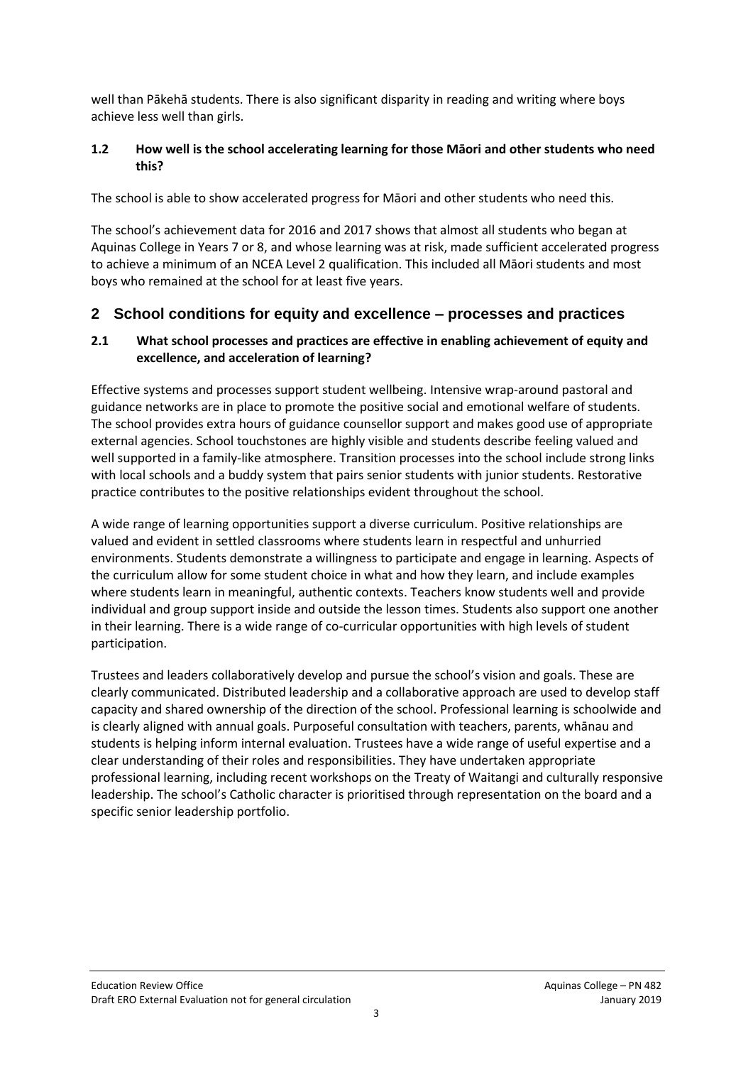well than Pākehā students. There is also significant disparity in reading and writing where boys achieve less well than girls.

### 1.2 How well is the school accelerating learning for those Māori and other students who need this?

The school is able to show accelerated progress for Māori and other students who need this.

The school's achievement data for 2016 and 2017 shows that almost all students who began at Aquinas College in Years 7 or 8, and whose learning was at risk, made sufficient accelerated progress to achieve a minimum of an NCEA Level 2 qualification. This included all Māori students and most boys who remained at the school for at least five years.

## 2 School conditions for equity and excellence – processes and practices

### 2.1 What school processes and practices are effective in enabling achievement of equity and excellence, and acceleration of learning?

Effective systems and processes support student wellbeing. Intensive wrap-around pastoral and guidance networks are in place to promote the positive social and emotional welfare of students. The school provides extra hours of guidance counsellor support and makes good use of appropriate external agencies. School touchstones are highly visible and students describe feeling valued and well supported in a family-like atmosphere. Transition processes into the school include strong links with local schools and a buddy system that pairs senior students with junior students. Restorative practice contributes to the positive relationships evident throughout the school.

A wide range of learning opportunities support a diverse curriculum. Positive relationships are valued and evident in settled classrooms where students learn in respectful and unhurried environments. Students demonstrate a willingness to participate and engage in learning. Aspects of the curriculum allow for some student choice in what and how they learn, and include examples where students learn in meaningful, authentic contexts. Teachers know students well and provide individual and group support inside and outside the lesson times. Students also support one another in their learning. There is a wide range of co-curricular opportunities with high levels of student participation.

Trustees and leaders collaboratively develop and pursue the school's vision and goals. These are clearly communicated. Distributed leadership and a collaborative approach are used to develop staff capacity and shared ownership of the direction of the school. Professional learning is schoolwide and is clearly aligned with annual goals. Purposeful consultation with teachers, parents, whānau and students is helping inform internal evaluation. Trustees have a wide range of useful expertise and a clear understanding of their roles and responsibilities. They have undertaken appropriate professional learning, including recent workshops on the Treaty of Waitangi and culturally responsive leadership. The school's Catholic character is prioritised through representation on the board and a specific senior leadership portfolio.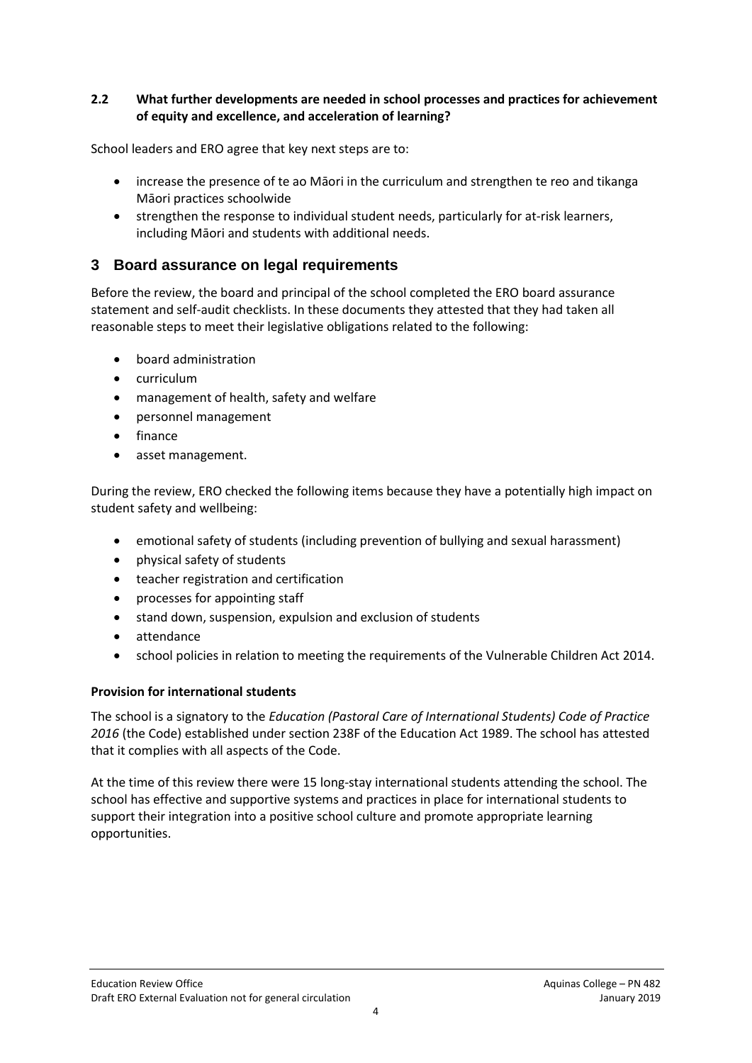### 2.2 What further developments are needed in school processes and practices for achievement of equity and excellence, and acceleration of learning?

School leaders and ERO agree that key next steps are to:

- increase the presence of te ao Māori in the curriculum and strengthen te reo and tikanga Māori practices schoolwide
- strengthen the response to individual student needs, particularly for at-risk learners, including Māori and students with additional needs.

## 3 Board assurance on legal requirements

Before the review, the board and principal of the school completed the ERO board assurance statement and self-audit checklists. In these documents they attested that they had taken all reasonable steps to meet their legislative obligations related to the following:

- board administration
- curriculum
- management of health, safety and welfare
- personnel management
- finance
- asset management.

During the review, ERO checked the following items because they have a potentially high impact on student safety and wellbeing:

- emotional safety of students (including prevention of bullying and sexual harassment)
- physical safety of students
- teacher registration and certification
- processes for appointing staff
- stand down, suspension, expulsion and exclusion of students
- attendance
- school policies in relation to meeting the requirements of the Vulnerable Children Act 2014.

**Provision for international students**

The school is a signatory to the *Education (Pastoral Care of International Students) Code of Practice 2016* (the Code) established under section 238F of the Education Act 1989. The school has attested that it complies with all aspects of the Code.

At the time of this review there were 15 long-stay international students attending the school. The school has effective and supportive systems and practices in place for international students to support their integration into a positive school culture and promote appropriate learning opportunities.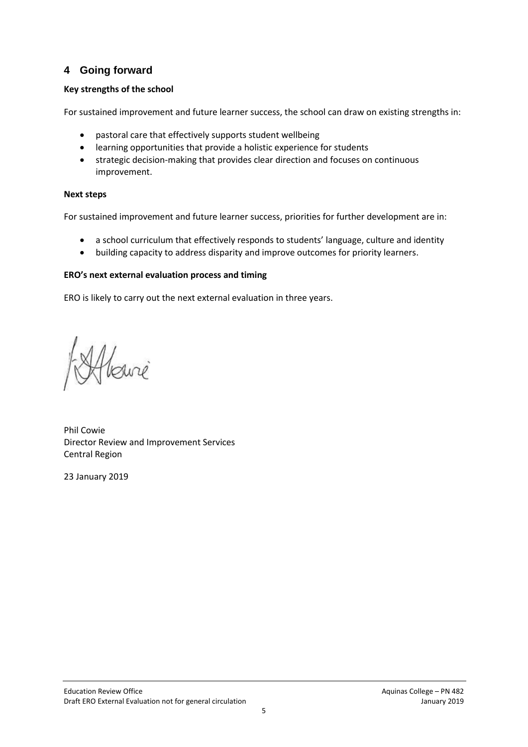## 4 Going forward

**Key strengths of the school**

For sustained improvement and future learner success, the school can draw on existing strengths in:

- pastoral care that effectively supports student wellbeing
- learning opportunities that provide a holistic experience for students
- strategic decision-making that provides clear direction and focuses on continuous improvement.

**Next steps**

For sustained improvement and future learner success, priorities for further development are in:

- a school curriculum that effectively responds to students' language, culture and identity
- building capacity to address disparity and improve outcomes for priority learners.

**ERO's next external evaluation process and timing**

ERO is likely to carry out the next external evaluation in three years.

Phil Cowie
Director Review and Improvement Services
Central Region

23 January 2019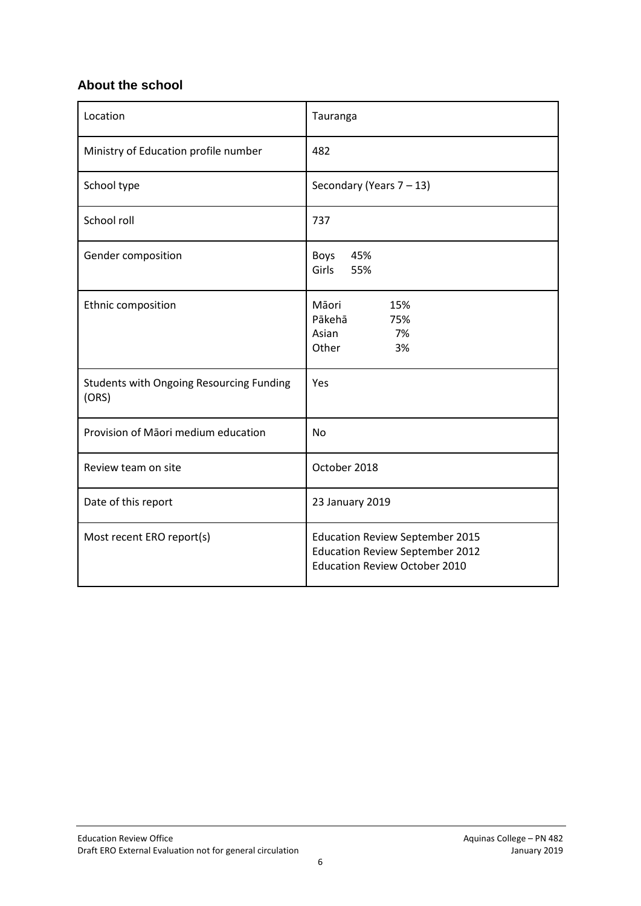## About the school

| | |
|---|---|
| Location | Tauranga |
| Ministry of Education profile number | 482 |
| School type | Secondary (Years 7 – 13) |
| School roll | 737 |
| Gender composition | Boys 45%<br>Girls 55% |
| Ethnic composition | Māori 15%<br>Pākehā 75%<br>Asian 7%<br>Other 3% |
| Students with Ongoing Resourcing Funding (ORS) | Yes |
| Provision of Māori medium education | No |
| Review team on site | October 2018 |
| Date of this report | 23 January 2019 |
| Most recent ERO report(s) | Education Review September 2015<br>Education Review September 2012<br>Education Review October 2010 |